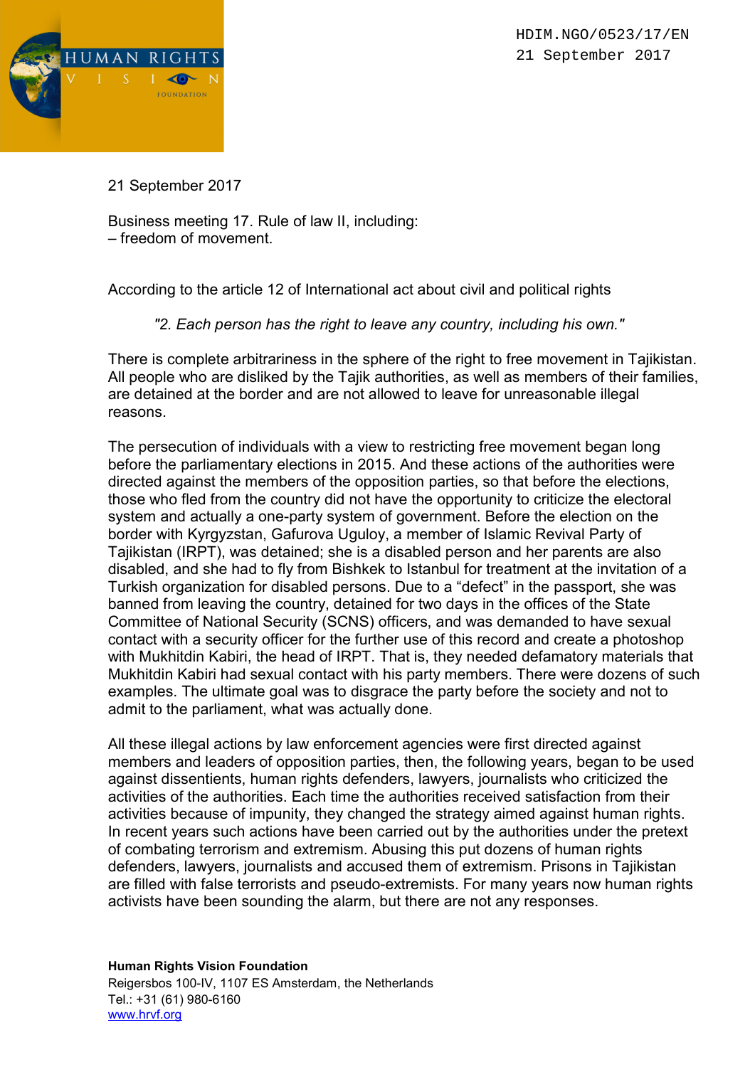HDIM.NGO/0523/17/EN
21 September 2017

21 September 2017

Business meeting 17. Rule of law II, including:
– freedom of movement.

According to the article 12 of International act about civil and political rights

> *"2. Each person has the right to leave any country, including his own."*

There is complete arbitrariness in the sphere of the right to free movement in Tajikistan. All people who are disliked by the Tajik authorities, as well as members of their families, are detained at the border and are not allowed to leave for unreasonable illegal reasons.

The persecution of individuals with a view to restricting free movement began long before the parliamentary elections in 2015. And these actions of the authorities were directed against the members of the opposition parties, so that before the elections, those who fled from the country did not have the opportunity to criticize the electoral system and actually a one-party system of government. Before the election on the border with Kyrgyzstan, Gafurova Uguloy, a member of Islamic Revival Party of Tajikistan (IRPT), was detained; she is a disabled person and her parents are also disabled, and she had to fly from Bishkek to Istanbul for treatment at the invitation of a Turkish organization for disabled persons. Due to a "defect" in the passport, she was banned from leaving the country, detained for two days in the offices of the State Committee of National Security (SCNS) officers, and was demanded to have sexual contact with a security officer for the further use of this record and create a photoshop with Mukhitdin Kabiri, the head of IRPT. That is, they needed defamatory materials that Mukhitdin Kabiri had sexual contact with his party members. There were dozens of such examples. The ultimate goal was to disgrace the party before the society and not to admit to the parliament, what was actually done.

All these illegal actions by law enforcement agencies were first directed against members and leaders of opposition parties, then, the following years, began to be used against dissentients, human rights defenders, lawyers, journalists who criticized the activities of the authorities. Each time the authorities received satisfaction from their activities because of impunity, they changed the strategy aimed against human rights. In recent years such actions have been carried out by the authorities under the pretext of combating terrorism and extremism. Abusing this put dozens of human rights defenders, lawyers, journalists and accused them of extremism. Prisons in Tajikistan are filled with false terrorists and pseudo-extremists. For many years now human rights activists have been sounding the alarm, but there are not any responses.

**Human Rights Vision Foundation**
Reigersbos 100-IV, 1107 ES Amsterdam, the Netherlands
Tel.: +31 (61) 980-6160
www.hrvf.org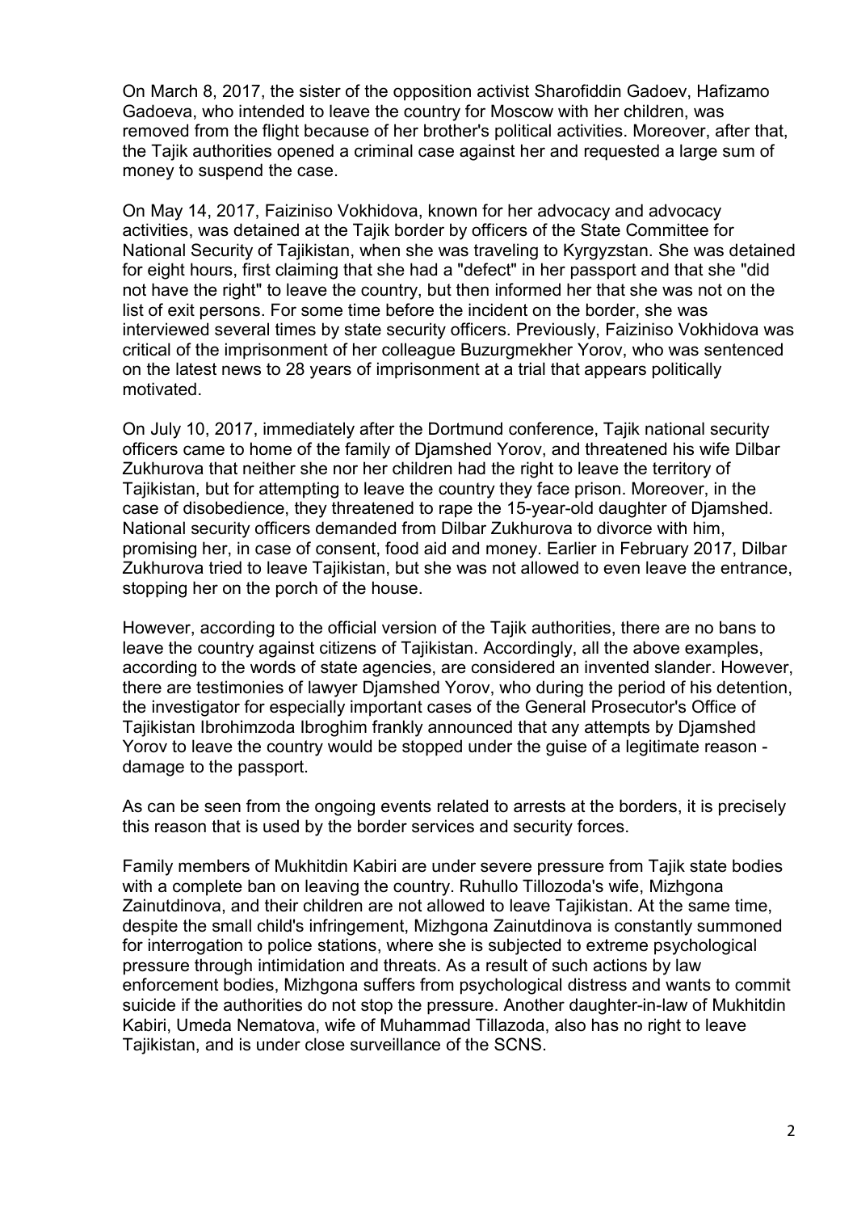On March 8, 2017, the sister of the opposition activist Sharofiddin Gadoev, Hafizamo Gadoeva, who intended to leave the country for Moscow with her children, was removed from the flight because of her brother's political activities. Moreover, after that, the Tajik authorities opened a criminal case against her and requested a large sum of money to suspend the case.

On May 14, 2017, Faiziniso Vokhidova, known for her advocacy and advocacy activities, was detained at the Tajik border by officers of the State Committee for National Security of Tajikistan, when she was traveling to Kyrgyzstan. She was detained for eight hours, first claiming that she had a "defect" in her passport and that she "did not have the right" to leave the country, but then informed her that she was not on the list of exit persons. For some time before the incident on the border, she was interviewed several times by state security officers. Previously, Faiziniso Vokhidova was critical of the imprisonment of her colleague Buzurgmekher Yorov, who was sentenced on the latest news to 28 years of imprisonment at a trial that appears politically motivated.

On July 10, 2017, immediately after the Dortmund conference, Tajik national security officers came to home of the family of Djamshed Yorov, and threatened his wife Dilbar Zukhurova that neither she nor her children had the right to leave the territory of Tajikistan, but for attempting to leave the country they face prison. Moreover, in the case of disobedience, they threatened to rape the 15-year-old daughter of Djamshed. National security officers demanded from Dilbar Zukhurova to divorce with him, promising her, in case of consent, food aid and money. Earlier in February 2017, Dilbar Zukhurova tried to leave Tajikistan, but she was not allowed to even leave the entrance, stopping her on the porch of the house.

However, according to the official version of the Tajik authorities, there are no bans to leave the country against citizens of Tajikistan. Accordingly, all the above examples, according to the words of state agencies, are considered an invented slander. However, there are testimonies of lawyer Djamshed Yorov, who during the period of his detention, the investigator for especially important cases of the General Prosecutor's Office of Tajikistan Ibrohimzoda Ibroghim frankly announced that any attempts by Djamshed Yorov to leave the country would be stopped under the guise of a legitimate reason - damage to the passport.

As can be seen from the ongoing events related to arrests at the borders, it is precisely this reason that is used by the border services and security forces.

Family members of Mukhitdin Kabiri are under severe pressure from Tajik state bodies with a complete ban on leaving the country. Ruhullo Tillozoda's wife, Mizhgona Zainutdinova, and their children are not allowed to leave Tajikistan. At the same time, despite the small child's infringement, Mizhgona Zainutdinova is constantly summoned for interrogation to police stations, where she is subjected to extreme psychological pressure through intimidation and threats. As a result of such actions by law enforcement bodies, Mizhgona suffers from psychological distress and wants to commit suicide if the authorities do not stop the pressure. Another daughter-in-law of Mukhitdin Kabiri, Umeda Nematova, wife of Muhammad Tillazoda, also has no right to leave Tajikistan, and is under close surveillance of the SCNS.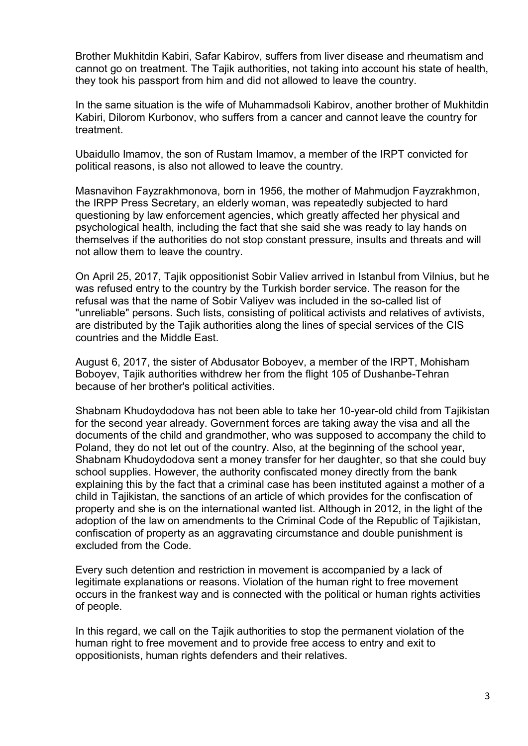Brother Mukhitdin Kabiri, Safar Kabirov, suffers from liver disease and rheumatism and cannot go on treatment. The Tajik authorities, not taking into account his state of health, they took his passport from him and did not allowed to leave the country.

In the same situation is the wife of Muhammadsoli Kabirov, another brother of Mukhitdin Kabiri, Dilorom Kurbonov, who suffers from a cancer and cannot leave the country for treatment.

Ubaidullo Imamov, the son of Rustam Imamov, a member of the IRPT convicted for political reasons, is also not allowed to leave the country.

Masnavihon Fayzrakhmonova, born in 1956, the mother of Mahmudjon Fayzrakhmon, the IRPP Press Secretary, an elderly woman, was repeatedly subjected to hard questioning by law enforcement agencies, which greatly affected her physical and psychological health, including the fact that she said she was ready to lay hands on themselves if the authorities do not stop constant pressure, insults and threats and will not allow them to leave the country.

On April 25, 2017, Tajik oppositionist Sobir Valiev arrived in Istanbul from Vilnius, but he was refused entry to the country by the Turkish border service. The reason for the refusal was that the name of Sobir Valiyev was included in the so-called list of "unreliable" persons. Such lists, consisting of political activists and relatives of avtivists, are distributed by the Tajik authorities along the lines of special services of the CIS countries and the Middle East.

August 6, 2017, the sister of Abdusator Boboyev, a member of the IRPT, Mohisham Boboyev, Tajik authorities withdrew her from the flight 105 of Dushanbe-Tehran because of her brother's political activities.

Shabnam Khudoydodova has not been able to take her 10-year-old child from Tajikistan for the second year already. Government forces are taking away the visa and all the documents of the child and grandmother, who was supposed to accompany the child to Poland, they do not let out of the country. Also, at the beginning of the school year, Shabnam Khudoydodova sent a money transfer for her daughter, so that she could buy school supplies. However, the authority confiscated money directly from the bank explaining this by the fact that a criminal case has been instituted against a mother of a child in Tajikistan, the sanctions of an article of which provides for the confiscation of property and she is on the international wanted list. Although in 2012, in the light of the adoption of the law on amendments to the Criminal Code of the Republic of Tajikistan, confiscation of property as an aggravating circumstance and double punishment is excluded from the Code.

Every such detention and restriction in movement is accompanied by a lack of legitimate explanations or reasons. Violation of the human right to free movement occurs in the frankest way and is connected with the political or human rights activities of people.

In this regard, we call on the Tajik authorities to stop the permanent violation of the human right to free movement and to provide free access to entry and exit to oppositionists, human rights defenders and their relatives.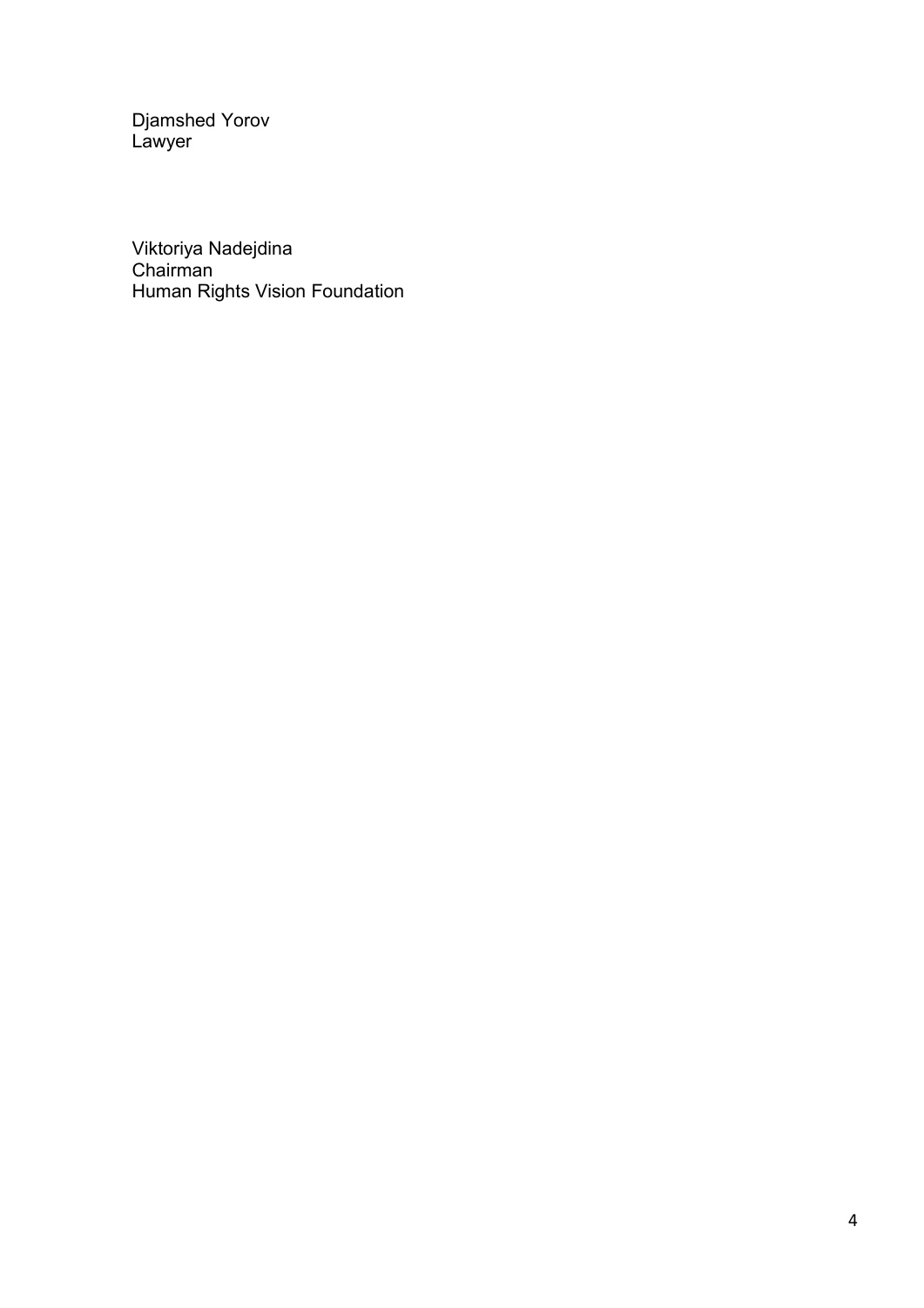Djamshed Yorov
Lawyer

Viktoriya Nadejdina
Chairman
Human Rights Vision Foundation